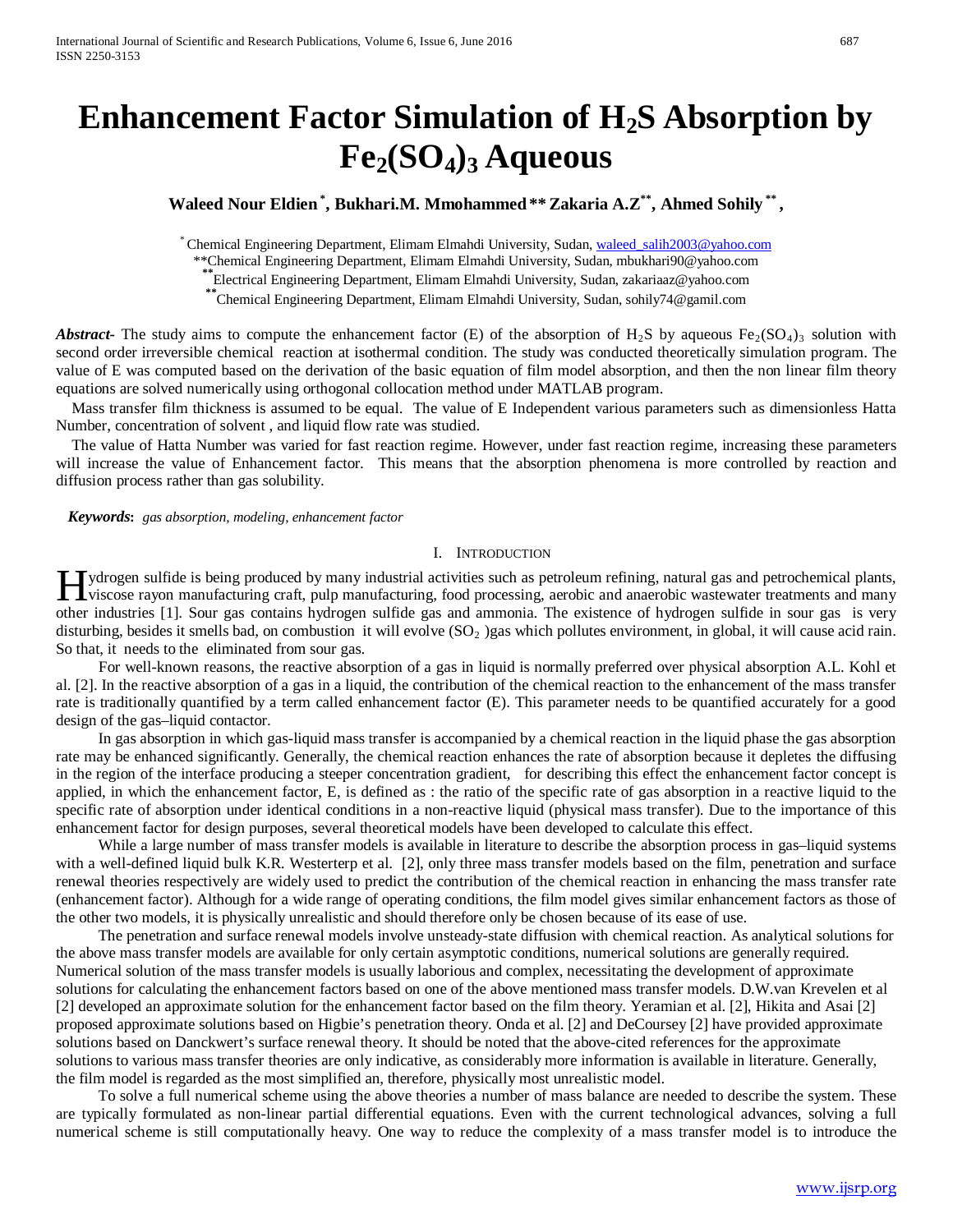# Enhancement Factor Simulation of $H_2S$ Absorption by $Fe_2(SO_4)_3$ Aqueous

**Waleed Nour Eldien [*], Bukhari.M. Mmohammed [**] Zakaria A.Z [**], Ahmed Sohily [**],**

[*] Chemical Engineering Department, Elimam Elmahdi University, Sudan, waleed_salih2003@yahoo.com
[**] Chemical Engineering Department, Elimam Elmahdi University, Sudan, mbukhari90@yahoo.com
[**] Electrical Engineering Department, Elimam Elmahdi University, Sudan, zakariaaz@yahoo.com
[**] Chemical Engineering Department, Elimam Elmahdi University, Sudan, sohily74@gamil.com

***Abstract-*** The study aims to compute the enhancement factor (E) of the absorption of $H_2S$ by aqueous $Fe_2(SO_4)_3$ solution with second order irreversible chemical reaction at isothermal condition. The study was conducted theoretically simulation program. The value of E was computed based on the derivation of the basic equation of film model absorption, and then the non linear film theory equations are solved numerically using orthogonal collocation method under MATLAB program.

Mass transfer film thickness is assumed to be equal. The value of E Independent various parameters such as dimensionless Hatta Number, concentration of solvent , and liquid flow rate was studied.

The value of Hatta Number was varied for fast reaction regime. However, under fast reaction regime, increasing these parameters will increase the value of Enhancement factor. This means that the absorption phenomena is more controlled by reaction and diffusion process rather than gas solubility.

***Keywords*:** *gas absorption, modeling, enhancement factor*

## I. Introduction

Hydrogen sulfide is being produced by many industrial activities such as petroleum refining, natural gas and petrochemical plants, viscose rayon manufacturing craft, pulp manufacturing, food processing, aerobic and anaerobic wastewater treatments and many other industries [1]. Sour gas contains hydrogen sulfide gas and ammonia. The existence of hydrogen sulfide in sour gas is very disturbing, besides it smells bad, on combustion it will evolve ($SO_2$ )gas which pollutes environment, in global, it will cause acid rain. So that, it needs to the eliminated from sour gas.

For well-known reasons, the reactive absorption of a gas in liquid is normally preferred over physical absorption A.L. Kohl et al. [2]. In the reactive absorption of a gas in a liquid, the contribution of the chemical reaction to the enhancement of the mass transfer rate is traditionally quantified by a term called enhancement factor (E). This parameter needs to be quantified accurately for a good design of the gas–liquid contactor.

In gas absorption in which gas-liquid mass transfer is accompanied by a chemical reaction in the liquid phase the gas absorption rate may be enhanced significantly. Generally, the chemical reaction enhances the rate of absorption because it depletes the diffusing in the region of the interface producing a steeper concentration gradient, for describing this effect the enhancement factor concept is applied, in which the enhancement factor, E, is defined as : the ratio of the specific rate of gas absorption in a reactive liquid to the specific rate of absorption under identical conditions in a non-reactive liquid (physical mass transfer). Due to the importance of this enhancement factor for design purposes, several theoretical models have been developed to calculate this effect.

While a large number of mass transfer models is available in literature to describe the absorption process in gas–liquid systems with a well-defined liquid bulk K.R. Westerterp et al. [2], only three mass transfer models based on the film, penetration and surface renewal theories respectively are widely used to predict the contribution of the chemical reaction in enhancing the mass transfer rate (enhancement factor). Although for a wide range of operating conditions, the film model gives similar enhancement factors as those of the other two models, it is physically unrealistic and should therefore only be chosen because of its ease of use.

The penetration and surface renewal models involve unsteady-state diffusion with chemical reaction. As analytical solutions for the above mass transfer models are available for only certain asymptotic conditions, numerical solutions are generally required. Numerical solution of the mass transfer models is usually laborious and complex, necessitating the development of approximate solutions for calculating the enhancement factors based on one of the above mentioned mass transfer models. D.W.van Krevelen et al [2] developed an approximate solution for the enhancement factor based on the film theory. Yeramian et al. [2], Hikita and Asai [2] proposed approximate solutions based on Higbie's penetration theory. Onda et al. [2] and DeCoursey [2] have provided approximate solutions based on Danckwert's surface renewal theory. It should be noted that the above-cited references for the approximate solutions to various mass transfer theories are only indicative, as considerably more information is available in literature. Generally, the film model is regarded as the most simplified an, therefore, physically most unrealistic model.

To solve a full numerical scheme using the above theories a number of mass balance are needed to describe the system. These are typically formulated as non-linear partial differential equations. Even with the current technological advances, solving a full numerical scheme is still computationally heavy. One way to reduce the complexity of a mass transfer model is to introduce the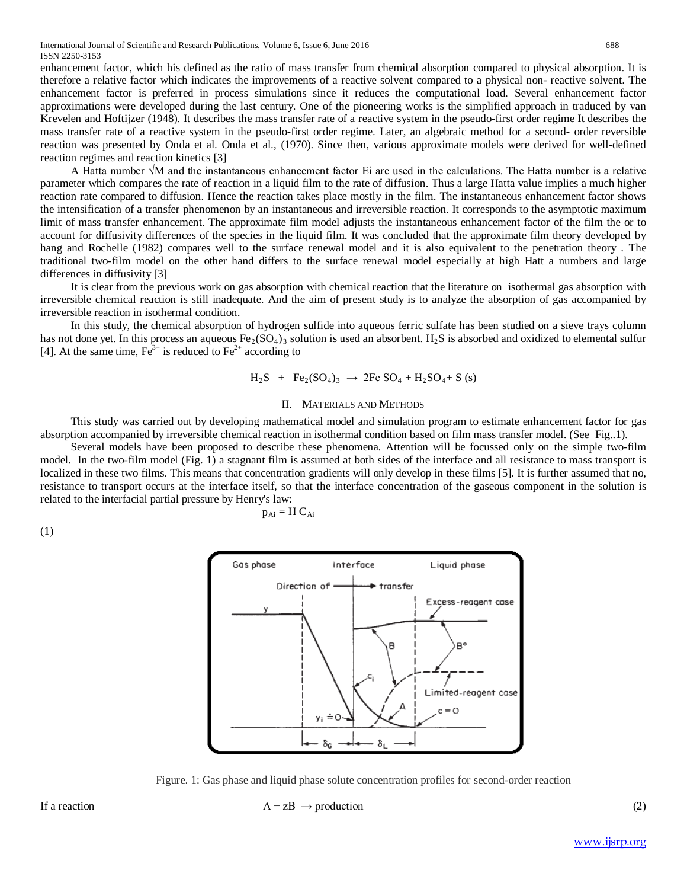enhancement factor, which his defined as the ratio of mass transfer from chemical absorption compared to physical absorption. It is therefore a relative factor which indicates the improvements of a reactive solvent compared to a physical non- reactive solvent. The enhancement factor is preferred in process simulations since it reduces the computational load. Several enhancement factor approximations were developed during the last century. One of the pioneering works is the simplified approach in traduced by van Krevelen and Hoftijzer (1948). It describes the mass transfer rate of a reactive system in the pseudo-first order regime It describes the mass transfer rate of a reactive system in the pseudo-first order regime. Later, an algebraic method for a second- order reversible reaction was presented by Onda et al. Onda et al., (1970). Since then, various approximate models were derived for well-defined reaction regimes and reaction kinetics [3]

A Hatta number $\sqrt{M}$ and the instantaneous enhancement factor Ei are used in the calculations. The Hatta number is a relative parameter which compares the rate of reaction in a liquid film to the rate of diffusion. Thus a large Hatta value implies a much higher reaction rate compared to diffusion. Hence the reaction takes place mostly in the film. The instantaneous enhancement factor shows the intensification of a transfer phenomenon by an instantaneous and irreversible reaction. It corresponds to the asymptotic maximum limit of mass transfer enhancement. The approximate film model adjusts the instantaneous enhancement factor of the film the or to account for diffusivity differences of the species in the liquid film. It was concluded that the approximate film theory developed by hang and Rochelle (1982) compares well to the surface renewal model and it is also equivalent to the penetration theory . The traditional two-film model on the other hand differs to the surface renewal model especially at high Hatt a numbers and large differences in diffusivity [3]

It is clear from the previous work on gas absorption with chemical reaction that the literature on isothermal gas absorption with irreversible chemical reaction is still inadequate. And the aim of present study is to analyze the absorption of gas accompanied by irreversible reaction in isothermal condition.

In this study, the chemical absorption of hydrogen sulfide into aqueous ferric sulfate has been studied on a sieve trays column has not done yet. In this process an aqueous $Fe_2(SO_4)_3$ solution is used an absorbent. $H_2S$ is absorbed and oxidized to elemental sulfur [4]. At the same time, $Fe^{3+}$ is reduced to $Fe^{2+}$ according to

$$H_2S \ + \ Fe_2(SO_4)_3 \ \rightarrow \ 2Fe\,SO_4 + H_2SO_4 + S\,(s)$$

## II. Materials and Methods

This study was carried out by developing mathematical model and simulation program to estimate enhancement factor for gas absorption accompanied by irreversible chemical reaction in isothermal condition based on film mass transfer model. (See Fig..1).

Several models have been proposed to describe these phenomena. Attention will be focussed only on the simple two-film model. In the two-film model (Fig. 1) a stagnant film is assumed at both sides of the interface and all resistance to mass transport is localized in these two films. This means that concentration gradients will only develop in these films [5]. It is further assumed that no, resistance to transport occurs at the interface itself, so that the interface concentration of the gaseous component in the solution is related to the interfacial partial pressure by Henry's law:

$$p_{Ai} = H\,C_{Ai} \tag{1}$$

Figure. 1: Gas phase and liquid phase solute concentration profiles for second-order reaction

If a reaction

$$A + zB \ \rightarrow \text{production} \tag{2}$$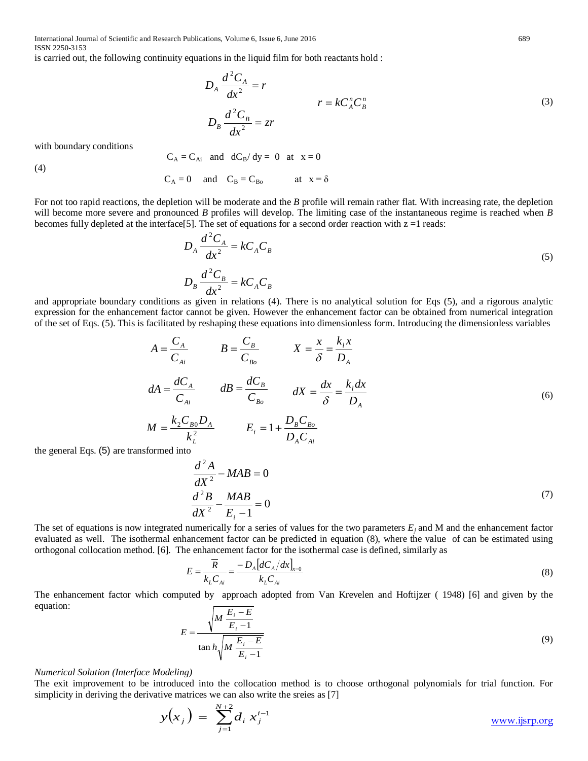is carried out, the following continuity equations in the liquid film for both reactants hold :

$$D_A \frac{d^2 C_A}{dx^2} = r \qquad r = kC_A^n C_B^n \tag{3}$$
$$D_B \frac{d^2 C_B}{dx^2} = zr$$

with boundary conditions

$$C_A = C_{Ai} \quad \text{and} \quad dC_B/dy = 0 \quad \text{at} \quad x = 0 \tag{4}$$
$$C_A = 0 \quad \text{and} \quad C_B = C_{Bo} \quad \text{at} \quad x = \delta$$

For not too rapid reactions, the depletion will be moderate and the *B* profile will remain rather flat. With increasing rate, the depletion will become more severe and pronounced *B* profiles will develop. The limiting case of the instantaneous regime is reached when *B* becomes fully depleted at the interface[5]. The set of equations for a second order reaction with z =1 reads:

$$D_A \frac{d^2 C_A}{dx^2} = kC_A C_B \tag{5}$$
$$D_B \frac{d^2 C_B}{dx^2} = kC_A C_B$$

and appropriate boundary conditions as given in relations (4). There is no analytical solution for Eqs (5), and a rigorous analytic expression for the enhancement factor cannot be given. However the enhancement factor can be obtained from numerical integration of the set of Eqs. (5). This is facilitated by reshaping these equations into dimensionless form. Introducing the dimensionless variables

$$A = \frac{C_A}{C_{Ai}} \qquad B = \frac{C_B}{C_{Bo}} \qquad X = \frac{x}{\delta} = \frac{k_l x}{D_A}$$
$$dA = \frac{dC_A}{C_{Ai}} \qquad dB = \frac{dC_B}{C_{Bo}} \qquad dX = \frac{dx}{\delta} = \frac{k_l dx}{D_A} \tag{6}$$
$$M = \frac{k_2 C_{B0} D_A}{k_L^2} \qquad E_i = 1 + \frac{D_B C_{Bo}}{D_A C_{Ai}}$$

the general Eqs. (5) are transformed into

$$\frac{d^2 A}{dX^2} - MAB = 0 \tag{7}$$
$$\frac{d^2 B}{dX^2} - \frac{MAB}{E_i - 1} = 0$$

The set of equations is now integrated numerically for a series of values for the two parameters $E_j$ and M and the enhancement factor evaluated as well. The isothermal enhancement factor can be predicted in equation (8), where the value of can be estimated using orthogonal collocation method. [6]. The enhancement factor for the isothermal case is defined, similarly as

$$E = \frac{\overline{R}}{k_L C_{Ai}} = \frac{-D_A \left[ dC_A/dx \right]_{x=0}}{k_L C_{Ai}} \tag{8}$$

The enhancement factor which computed by approach adopted from Van Krevelen and Hoftijzer ( 1948) [6] and given by the equation:

$$E = \frac{\sqrt{M \frac{E_i - E}{E_i - 1}}}{\tan h \sqrt{M \frac{E_i - E}{E_i - 1}}} \tag{9}$$

*Numerical Solution (Interface Modeling)*

The exit improvement to be introduced into the collocation method is to choose orthogonal polynomials for trial function. For simplicity in deriving the derivative matrices we can also write the sreies as [7]

$$y(x_j) = \sum_{j=1}^{N+2} d_i \, x_j^{i-1}$$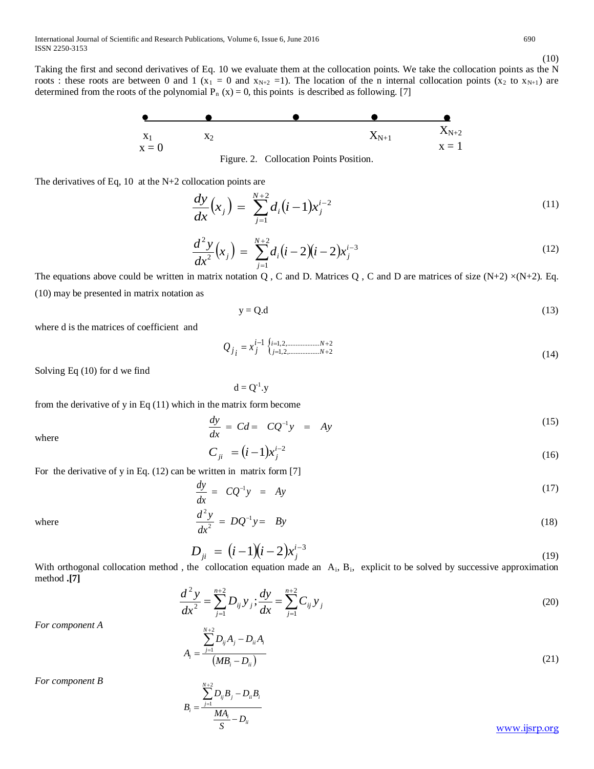(10)

Taking the first and second derivatives of Eq. 10 we evaluate them at the collocation points. We take the collocation points as the N roots : these roots are between 0 and 1 ($x_1$ = 0 and $x_{N+2}$ =1). The location of the n internal collocation points ($x_2$ to $x_{N+1}$) are determined from the roots of the polynomial $P_n$ (x) = 0, this points is described as following. [7]

$x_1$ $x_2$ $X_{N+1}$ $X_{N+2}$

x = 0 x = 1

Figure. 2. Collocation Points Position.

The derivatives of Eq, 10 at the N+2 collocation points are

$$\frac{dy}{dx}\left(x_j\right) = \sum_{j=1}^{N+2} d_i\left(i-1\right)x_j^{i-2} \tag{11}$$

$$\frac{d^2y}{dx^2}\left(x_j\right) = \sum_{j=1}^{N+2} d_i\left(i-2\right)\left(i-2\right)x_j^{i-3} \tag{12}$$

The equations above could be written in matrix notation Q , C and D. Matrices Q , C and D are matrices of size (N+2) ×(N+2). Eq. (10) may be presented in matrix notation as

$$y = Q.d \tag{13}$$

where d is the matrices of coefficient and

$$Q_{j_i} = x_j^{i-1} \begin{cases} i=1,2,\ldots\ldots\ldots\ldots N+2 \\ j=1,2,\ldots\ldots\ldots\ldots N+2 \end{cases} \tag{14}$$

Solving Eq (10) for d we find

$$d = Q^{-1}.y$$

from the derivative of y in Eq (11) which in the matrix form become

$$\frac{dy}{dx} = Cd = CQ^{-1}y = Ay \tag{15}$$

where

$$C_{ji} = \left(i-1\right)x_j^{i-2} \tag{16}$$

For the derivative of y in Eq. (12) can be written in matrix form [7]

$$\frac{dy}{dx} = CQ^{-1}y = Ay \tag{17}$$

where

$$\frac{d^2y}{dx^2} = DQ^{-1}y = By \tag{18}$$

$$D_{ji} = \left(i-1\right)\left(i-2\right)x_j^{i-3} \tag{19}$$

With orthogonal collocation method , the collocation equation made an $A_i$, $B_i$, explicit to be solved by successive approximation method **.[7]**

$$\frac{d^2y}{dx^2} = \sum_{j=1}^{n+2} D_{ij}y_j ; \frac{dy}{dx} = \sum_{j=1}^{n+2} C_{ij}y_j \tag{20}$$

*For component A*

$$A_i = \frac{\sum_{j=1}^{N+2} D_{ij}A_j - D_{ii}A_i}{\left(MB_i - D_{ii}\right)} \tag{21}$$

*For component B*

$$B_i = \frac{\sum_{j=1}^{N+2} D_{ij}B_j - D_{ii}B_i}{\frac{MA_i}{S} - D_{ii}}$$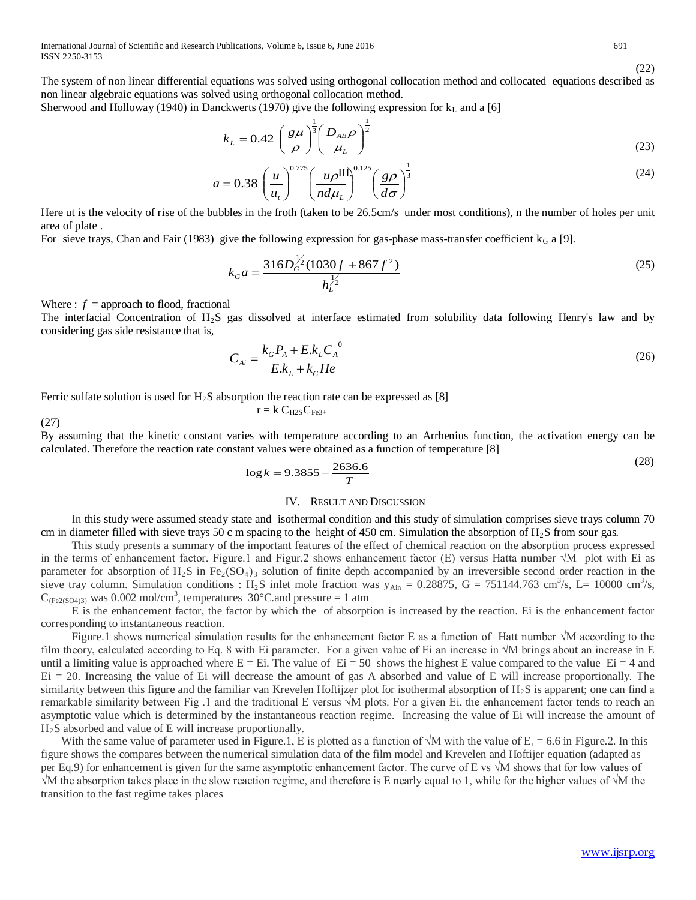(22)

The system of non linear differential equations was solved using orthogonal collocation method and collocated equations described as non linear algebraic equations was solved using orthogonal collocation method.

Sherwood and Holloway (1940) in Danckwerts (1970) give the following expression for $k_L$ and a [6]

$$k_L = 0.42 \left(\frac{g\mu}{\rho}\right)^{\frac{1}{3}} \left(\frac{D_{AB}\rho}{\mu_L}\right)^{\frac{1}{2}} \tag{23}$$

$$a = 0.38 \left(\frac{u}{u_t}\right)^{0.775} \left(\frac{u\rho III}{nd\mu_L}\right)^{0.125} \left(\frac{g\rho}{d\sigma}\right)^{\frac{1}{3}} \tag{24}$$

Here ut is the velocity of rise of the bubbles in the froth (taken to be 26.5cm/s under most conditions), n the number of holes per unit area of plate .

For sieve trays, Chan and Fair (1983) give the following expression for gas-phase mass-transfer coefficient $k_G$ a [9].

$$k_G a = \frac{316 D_G^{1/2} (1030 f + 867 f^2)}{h_L^{1/2}} \tag{25}$$

Where : $f$ = approach to flood, fractional

The interfacial Concentration of $H_2S$ gas dissolved at interface estimated from solubility data following Henry's law and by considering gas side resistance that is,

$$C_{Ai} = \frac{k_G P_A + E.k_L C_A^{\ 0}}{E.k_L + k_G He} \tag{26}$$

Ferric sulfate solution is used for $H_2S$ absorption the reaction rate can be expressed as [8]

$$r = k\, C_{H2S} C_{Fe3+}$$

(27)

By assuming that the kinetic constant varies with temperature according to an Arrhenius function, the activation energy can be calculated. Therefore the reaction rate constant values were obtained as a function of temperature [8]

$$\log k = 9.3855 - \frac{2636.6}{T} \tag{28}$$

## IV. Result and Discussion

In this study were assumed steady state and isothermal condition and this study of simulation comprises sieve trays column 70 cm in diameter filled with sieve trays 50 c m spacing to the height of 450 cm. Simulation the absorption of $H_2S$ from sour gas.

This study presents a summary of the important features of the effect of chemical reaction on the absorption process expressed in the terms of enhancement factor. Figure.1 and Figur.2 shows enhancement factor (E) versus Hatta number $\sqrt{M}$ plot with Ei as parameter for absorption of $H_2S$ in $Fe_2(SO_4)_3$ solution of finite depth accompanied by an irreversible second order reaction in the sieve tray column. Simulation conditions : $H_2S$ inlet mole fraction was $y_{Ain}$ = 0.28875, G = 751144.763 $cm^3$/s, L= 10000 $cm^3$/s, $C_{(Fe2(SO4)3)}$ was 0.002 mol/$cm^3$, temperatures 30°C.and pressure = 1 atm

E is the enhancement factor, the factor by which the of absorption is increased by the reaction. Ei is the enhancement factor corresponding to instantaneous reaction.

Figure.1 shows numerical simulation results for the enhancement factor E as a function of Hatt number $\sqrt{M}$ according to the film theory, calculated according to Eq. 8 with Ei parameter. For a given value of Ei an increase in $\sqrt{M}$ brings about an increase in E until a limiting value is approached where E = Ei. The value of Ei = 50 shows the highest E value compared to the value Ei = 4 and Ei = 20. Increasing the value of Ei will decrease the amount of gas A absorbed and value of E will increase proportionally. The similarity between this figure and the familiar van Krevelen Hoftijzer plot for isothermal absorption of $H_2S$ is apparent; one can find a remarkable similarity between Fig .1 and the traditional E versus $\sqrt{M}$ plots. For a given Ei, the enhancement factor tends to reach an asymptotic value which is determined by the instantaneous reaction regime. Increasing the value of Ei will increase the amount of $H_2S$ absorbed and value of E will increase proportionally.

With the same value of parameter used in Figure.1, E is plotted as a function of $\sqrt{M}$ with the value of $E_i$ = 6.6 in Figure.2. In this figure shows the compares between the numerical simulation data of the film model and Krevelen and Hoftijer equation (adapted as per Eq.9) for enhancement is given for the same asymptotic enhancement factor. The curve of E vs $\sqrt{M}$ shows that for low values of $\sqrt{M}$ the absorption takes place in the slow reaction regime, and therefore is E nearly equal to 1, while for the higher values of $\sqrt{M}$ the transition to the fast regime takes places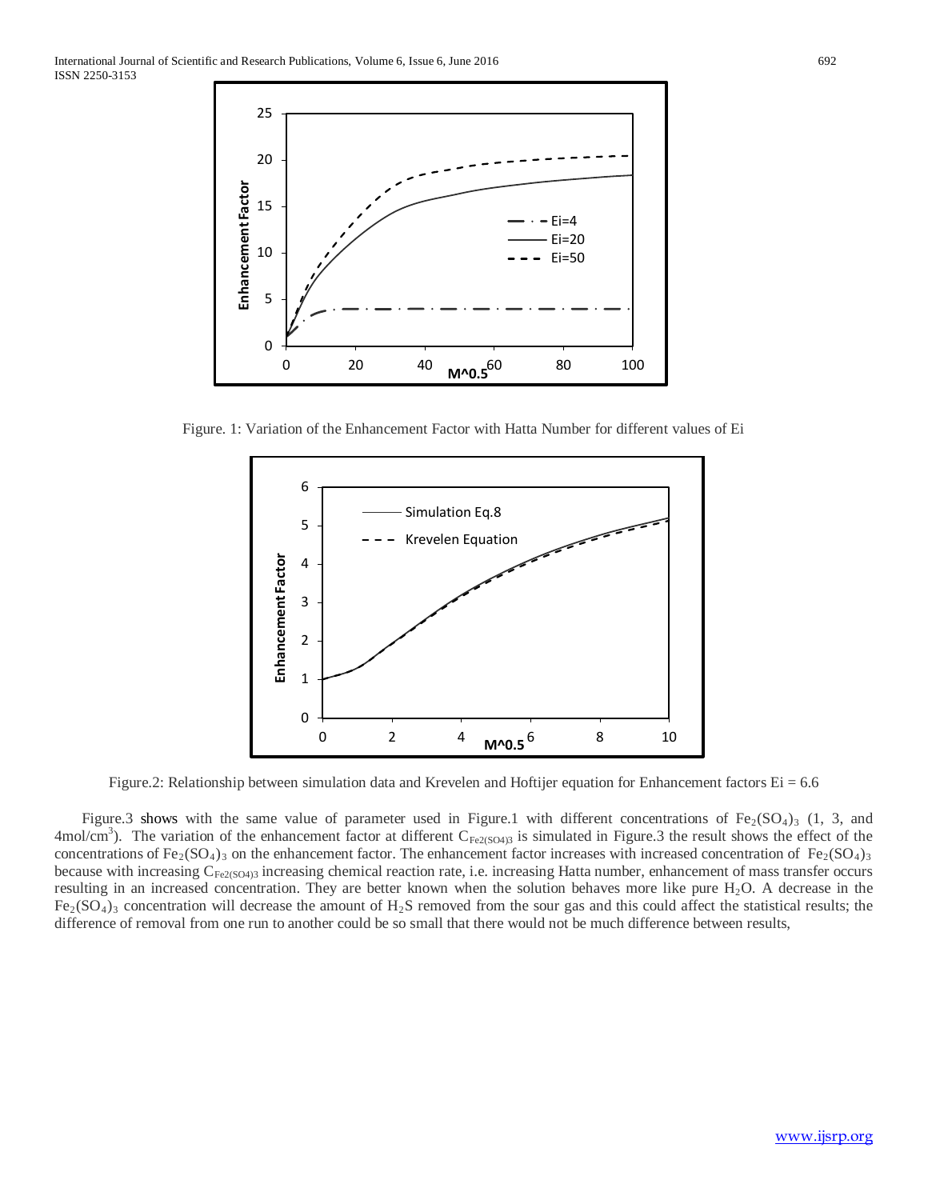Figure. 1: Variation of the Enhancement Factor with Hatta Number for different values of Ei

Figure.2: Relationship between simulation data and Krevelen and Hoftijer equation for Enhancement factors Ei = 6.6

Figure.3 shows with the same value of parameter used in Figure.1 with different concentrations of $Fe_2(SO_4)_3$ (1, 3, and 4mol/cm$^3$). The variation of the enhancement factor at different $C_{Fe2(SO4)3}$ is simulated in Figure.3 the result shows the effect of the concentrations of $Fe_2(SO_4)_3$ on the enhancement factor. The enhancement factor increases with increased concentration of $Fe_2(SO_4)_3$ because with increasing $C_{Fe2(SO4)3}$ increasing chemical reaction rate, i.e. increasing Hatta number, enhancement of mass transfer occurs resulting in an increased concentration. They are better known when the solution behaves more like pure $H_2O$. A decrease in the $Fe_2(SO_4)_3$ concentration will decrease the amount of $H_2S$ removed from the sour gas and this could affect the statistical results; the difference of removal from one run to another could be so small that there would not be much difference between results,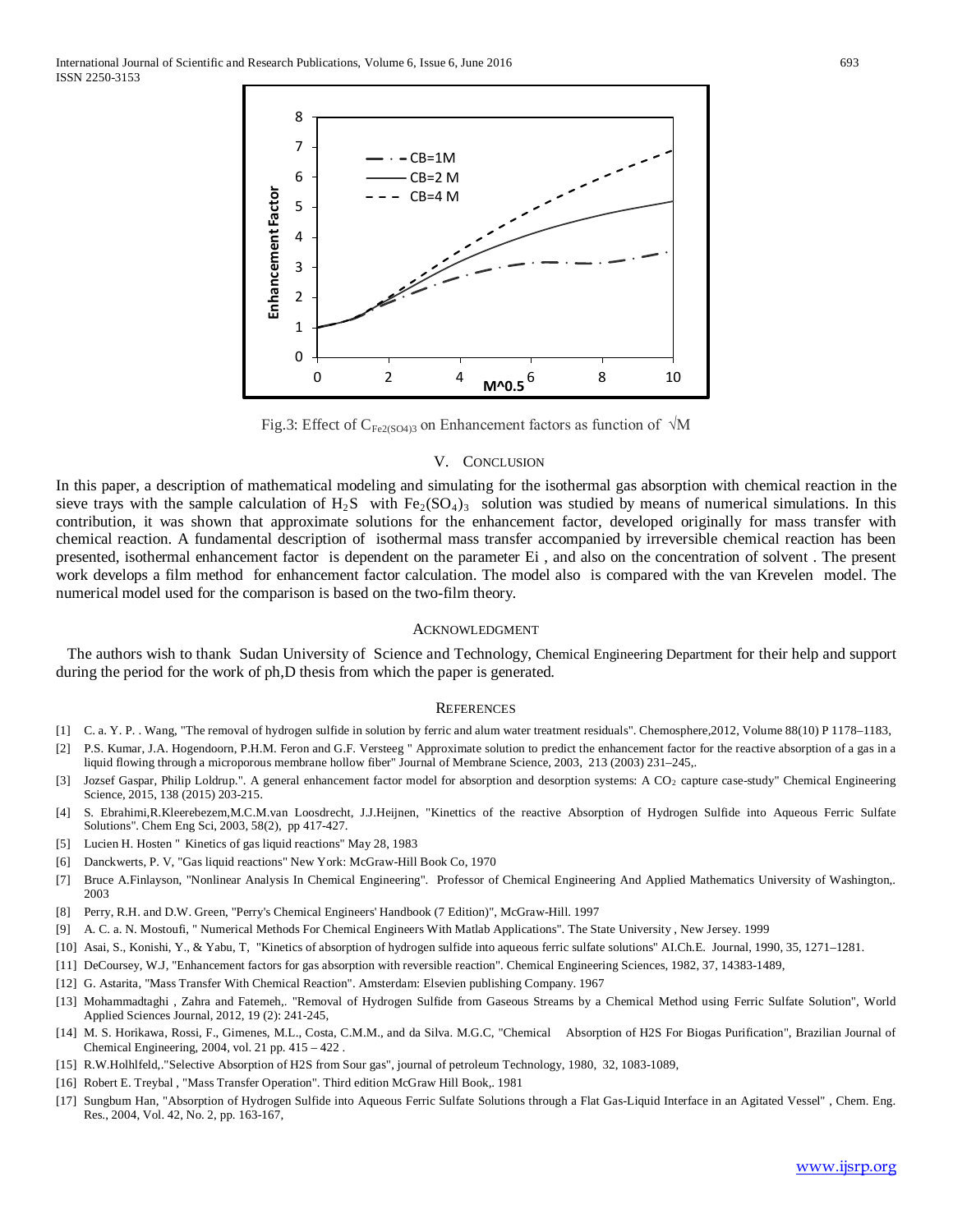8
7
6
5
4
3
2
1
0

Enhancement Factor

CB=1M
CB=2 M
CB=4 M

0
2
4
M^0.5 6
8
10

Fig.3: Effect of $C_{Fe2(SO4)3}$ on Enhancement factors as function of $\sqrt{M}$

## V. CONCLUSION

In this paper, a description of mathematical modeling and simulating for the isothermal gas absorption with chemical reaction in the sieve trays with the sample calculation of $H_2S$ with $Fe_2(SO_4)_3$ solution was studied by means of numerical simulations. In this contribution, it was shown that approximate solutions for the enhancement factor, developed originally for mass transfer with chemical reaction. A fundamental description of isothermal mass transfer accompanied by irreversible chemical reaction has been presented, isothermal enhancement factor is dependent on the parameter Ei , and also on the concentration of solvent . The present work develops a film method for enhancement factor calculation. The model also is compared with the van Krevelen model. The numerical model used for the comparison is based on the two-film theory.

## ACKNOWLEDGMENT

The authors wish to thank Sudan University of Science and Technology, Chemical Engineering Department for their help and support during the period for the work of ph,D thesis from which the paper is generated.

## REFERENCES

[1] C. a. Y. P. . Wang, "The removal of hydrogen sulfide in solution by ferric and alum water treatment residuals". Chemosphere,2012, Volume 88(10) P 1178–1183,

[2] P.S. Kumar, J.A. Hogendoorn, P.H.M. Feron and G.F. Versteeg " Approximate solution to predict the enhancement factor for the reactive absorption of a gas in a liquid flowing through a microporous membrane hollow fiber" Journal of Membrane Science, 2003, 213 (2003) 231–245,.

[3] Jozsef Gaspar, Philip Loldrup.". A general enhancement factor model for absorption and desorption systems: A $CO_2$ capture case-study" Chemical Engineering Science, 2015, 138 (2015) 203-215.

[4] S. Ebrahimi,R.Kleerebezem,M.C.M.van Loosdrecht, J.J.Heijnen, "Kinettics of the reactive Absorption of Hydrogen Sulfide into Aqueous Ferric Sulfate Solutions". Chem Eng Sci, 2003, 58(2), pp 417-427.

[5] Lucien H. Hosten " Kinetics of gas liquid reactions" May 28, 1983

[6] Danckwerts, P. V, "Gas liquid reactions" New York: McGraw-Hill Book Co, 1970

[7] Bruce A.Finlayson, "Nonlinear Analysis In Chemical Engineering". Professor of Chemical Engineering And Applied Mathematics University of Washington,. 2003

[8] Perry, R.H. and D.W. Green, "Perry's Chemical Engineers' Handbook (7 Edition)", McGraw-Hill. 1997

[9] A. C. a. N. Mostoufi, " Numerical Methods For Chemical Engineers With Matlab Applications". The State University , New Jersey. 1999

[10] Asai, S., Konishi, Y., & Yabu, T, "Kinetics of absorption of hydrogen sulfide into aqueous ferric sulfate solutions" AI.Ch.E. Journal, 1990, 35, 1271–1281.

[11] DeCoursey, W.J, "Enhancement factors for gas absorption with reversible reaction". Chemical Engineering Sciences, 1982, 37, 14383-1489,

[12] G. Astarita, "Mass Transfer With Chemical Reaction". Amsterdam: Elsevien publishing Company. 1967

[13] Mohammadtaghi , Zahra and Fatemeh,. "Removal of Hydrogen Sulfide from Gaseous Streams by a Chemical Method using Ferric Sulfate Solution", World Applied Sciences Journal, 2012, 19 (2): 241-245,

[14] M. S. Horikawa, Rossi, F., Gimenes, M.L., Costa, C.M.M., and da Silva. M.G.C, "Chemical Absorption of H2S For Biogas Purification", Brazilian Journal of Chemical Engineering, 2004, vol. 21 pp. 415 – 422 .

[15] R.W.Holhlfeld,."Selective Absorption of H2S from Sour gas", journal of petroleum Technology, 1980, 32, 1083-1089,

[16] Robert E. Treybal , "Mass Transfer Operation". Third edition McGraw Hill Book,. 1981

[17] Sungbum Han, "Absorption of Hydrogen Sulfide into Aqueous Ferric Sulfate Solutions through a Flat Gas-Liquid Interface in an Agitated Vessel" , Chem. Eng. Res., 2004, Vol. 42, No. 2, pp. 163-167,